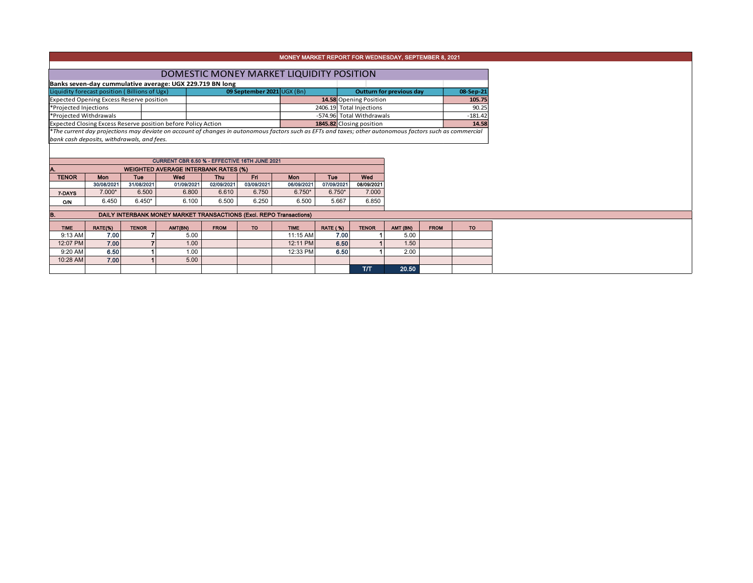# MONEY MARKET REPORT FOR WEDNESDAY, SEPTEMBER 8, 2021

## DOMESTIC MONEY MARKET LIQUIDITY POSITION

**Banks seven-day cummulative average: UGX 229.719 BN long**

| Liquidity forecast position ( Billions of Ugx) | 09 September 2021 UGX (Bn) | Outturn for previous day | 08-Sep-21 |
|---|---|---|---|
| Expected Opening Excess Reserve position | **14.58** | Opening Position | **105.75** |
| *Projected Injections | 2406.19 | Total Injections | 90.25 |
| *Projected Withdrawals | -574.96 | Total Withdrawals | -181.42 |
| Expected Closing Excess Reserve position before Policy Action | **1845.82** | Closing position | **14.58** |

*\*The current day projections may deviate on account of changes in autonomous factors such as EFTs and taxes; other autonomous factors such as commercial bank cash deposits, withdrawals, and fees.*

CURRENT CBR 6.50 % - EFFECTIVE 16TH JUNE 2021

**A. WEIGHTED AVERAGE INTERBANK RATES (%)**

| TENOR | Mon 30/08/2021 | Tue 31/08/2021 | Wed 01/09/2021 | Thu 02/09/2021 | Fri 03/09/2021 | Mon 06/09/2021 | Tue 07/09/2021 | Wed 08/09/2021 |
|---|---|---|---|---|---|---|---|---|
| 7-DAYS | 7.000* | 6.500 | 6.800 | 6.610 | 6.750 | 6.750* | 6.750* | 7.000 |
| O/N | 6.450 | 6.450* | 6.100 | 6.500 | 6.250 | 6.500 | 5.667 | 6.850 |

**B. DAILY INTERBANK MONEY MARKET TRANSACTIONS (Excl. REPO Transactions)**

| TIME | RATE(%) | TENOR | AMT(BN) | FROM | TO | TIME | RATE (%) | TENOR | AMT (BN) | FROM | TO |
|---|---|---|---|---|---|---|---|---|---|---|---|
| 9:13 AM | **7.00** | 7 | 5.00 | | | 11:15 AM | **7.00** | 1 | 5.00 | | |
| 12:07 PM | **7.00** | 7 | 1.00 | | | 12:11 PM | **6.50** | 1 | 1.50 | | |
| 9:20 AM | **6.50** | 1 | 1.00 | | | 12:33 PM | **6.50** | 1 | 2.00 | | |
| 10:28 AM | **7.00** | 1 | 5.00 | | | | | | | | |
| | | | | | | | | T/T | **20.50** | | |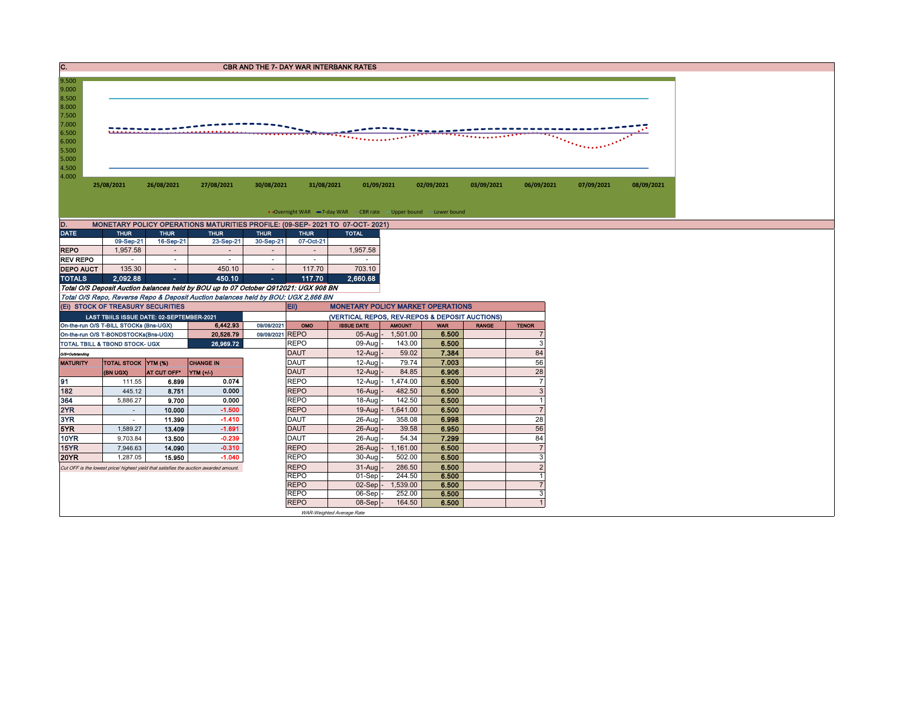## C. CBR AND THE 7- DAY WAR INTERBANK RATES

9.500
9.000
8.500
8.000
7.500
7.000
6.500
6.000
5.500
5.000
4.500
4.000

25/08/2021 26/08/2021 27/08/2021 30/08/2021 31/08/2021 01/09/2021 02/09/2021 03/09/2021 06/09/2021 07/09/2021 08/09/2021

Overnight WAR — 7-day WAR — CBR rate — Upper bound — Lower bound

## D. MONETARY POLICY OPERATIONS MATURITIES PROFILE: (09-SEP- 2021 TO 07-OCT- 2021)

| DATE | THUR | THUR | THUR | THUR | THUR | TOTAL |
|---|---|---|---|---|---|---|
| | 09-Sep-21 | 16-Sep-21 | 23-Sep-21 | 30-Sep-21 | 07-Oct-21 | |
| REPO | 1,957.58 | - | - | - | - | 1,957.58 |
| REV REPO | - | - | - | - | - | - |
| DEPO AUCT | 135.30 | - | 450.10 | - | 117.70 | 703.10 |
| TOTALS | 2,092.88 | - | 450.10 | - | 117.70 | 2,660.68 |

*Total O/S Deposit Auction balances held by BOU up to 07 October Q912021: UGX 908 BN*

*Total O/S Repo, Reverse Repo & Deposit Auction balances held by BOU: UGX 2,866 BN*

### (Ei) STOCK OF TREASURY SECURITIES

| LAST TBIILS ISSUE DATE: 02-SEPTEMBER-2021 | | |
|---|---|---|
| On-the-run O/S T-BILL STOCKs (Bns-UGX) | 6,442.93 | 09/09/2021 |
| On-the-run O/S T-BONDSTOCKs(Bns-UGX) | 20,526.79 | 09/09/2021 |
| TOTAL TBILL & TBOND STOCK- UGX | 26,969.72 | |

*O/S=Outstanding*

| MATURITY | TOTAL STOCK (BN UGX) | YTM (%) AT CUT OFF* | CHANGE IN YTM (+/-) |
|---|---|---|---|
| 91 | 111.55 | 6.899 | 0.074 |
| 182 | 445.12 | 8.751 | 0.000 |
| 364 | 5,886.27 | 9.700 | 0.000 |
| 2YR | - | 10.000 | -1.500 |
| 3YR | - | 11.390 | -1.410 |
| 5YR | 1,589.27 | 13.409 | -1.691 |
| 10YR | 9,703.84 | 13.500 | -0.239 |
| 15YR | 7,946.63 | 14.090 | -0.310 |
| 20YR | 1,287.05 | 15.950 | -1.040 |

*Cut OFF is the lowest price/ highest yield that satisfies the auction awarded amount.*

### Eii) MONETARY POLICY MARKET OPERATIONS

(VERTICAL REPOS, REV-REPOS & DEPOSIT AUCTIONS)

| OMO | ISSUE DATE | AMOUNT | WAR | RANGE | TENOR |
|---|---|---|---|---|---|
| REPO | 05-Aug - | 1,501.00 | 6.500 | | 7 |
| REPO | 09-Aug - | 143.00 | 6.500 | | 3 |
| DAUT | 12-Aug - | 59.02 | 7.384 | | 84 |
| DAUT | 12-Aug - | 79.74 | 7.003 | | 56 |
| DAUT | 12-Aug - | 84.85 | 6.906 | | 28 |
| REPO | 12-Aug - | 1,474.00 | 6.500 | | 7 |
| REPO | 16-Aug - | 482.50 | 6.500 | | 3 |
| REPO | 18-Aug - | 142.50 | 6.500 | | 1 |
| REPO | 19-Aug - | 1,641.00 | 6.500 | | 7 |
| DAUT | 26-Aug - | 358.08 | 6.998 | | 28 |
| DAUT | 26-Aug - | 39.58 | 6.950 | | 56 |
| DAUT | 26-Aug - | 54.34 | 7.299 | | 84 |
| REPO | 26-Aug - | 1,161.00 | 6.500 | | 7 |
| REPO | 30-Aug - | 502.00 | 6.500 | | 3 |
| REPO | 31-Aug - | 286.50 | 6.500 | | 2 |
| REPO | 01-Sep - | 244.50 | 6.500 | | 1 |
| REPO | 02-Sep - | 1,539.00 | 6.500 | | 7 |
| REPO | 06-Sep - | 252.00 | 6.500 | | 3 |
| REPO | 08-Sep - | 164.50 | 6.500 | | 1 |

*WAR-Weighted Average Rate*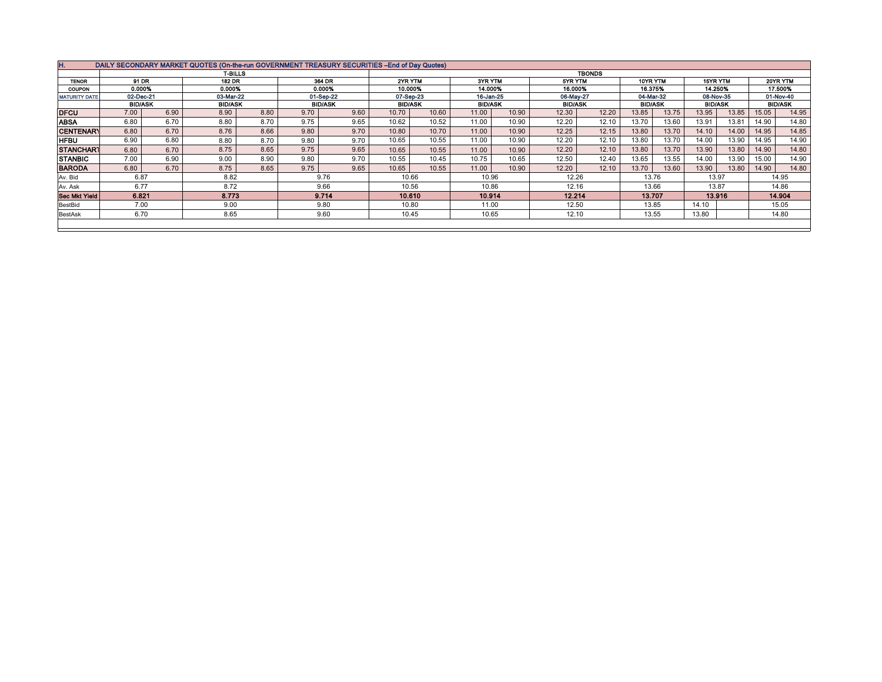H. DAILY SECONDARY MARKET QUOTES (On-the-run GOVERNMENT TREASURY SECURITIES –End of Day Quotes)

| | T-BILLS | | | | | | TBONDS | | | | | | | | | | | | | | | |
|---|---|---|---|---|---|---|---|---|---|---|---|---|---|---|---|---|---|---|---|---|---|---|
| TENOR | 91 DR | | 182 DR | | 364 DR | | 2YR YTM | | 3YR YTM | | 5YR YTM | | 10YR YTM | | 15YR YTM | | 20YR YTM | | | | | |
| COUPON | 0.000% | | 0.000% | | 0.000% | | 10.000% | | 14.000% | | 16.000% | | 16.375% | | 14.250% | | 17.500% | | | | | |
| MATURITY DATE | 02-Dec-21 | | 03-Mar-22 | | 01-Sep-22 | | 07-Sep-23 | | 16-Jan-25 | | 06-May-27 | | 04-Mar-32 | | 08-Nov-35 | | 01-Nov-40 | | | | | |
| | BID/ASK | | BID/ASK | | BID/ASK | | BID/ASK | | BID/ASK | | BID/ASK | | BID/ASK | | BID/ASK | | BID/ASK | | | | | |
| DFCU | 7.00 | 6.90 | 8.90 | 8.80 | 9.70 | 9.60 | 10.70 | 10.60 | 11.00 | 10.90 | 12.30 | 12.20 | 13.85 | 13.75 | 13.95 | 13.85 | 15.05 | 14.95 | | | | |
| ABSA | 6.80 | 6.70 | 8.80 | 8.70 | 9.75 | 9.65 | 10.62 | 10.52 | 11.00 | 10.90 | 12.20 | 12.10 | 13.70 | 13.60 | 13.91 | 13.81 | 14.90 | 14.80 | | | | |
| CENTENARY | 6.80 | 6.70 | 8.76 | 8.66 | 9.80 | 9.70 | 10.80 | 10.70 | 11.00 | 10.90 | 12.25 | 12.15 | 13.80 | 13.70 | 14.10 | 14.00 | 14.95 | 14.85 | | | | |
| HFBU | 6.90 | 6.80 | 8.80 | 8.70 | 9.80 | 9.70 | 10.65 | 10.55 | 11.00 | 10.90 | 12.20 | 12.10 | 13.80 | 13.70 | 14.00 | 13.90 | 14.95 | 14.90 | | | | |
| STANCHART | 6.80 | 6.70 | 8.75 | 8.65 | 9.75 | 9.65 | 10.65 | 10.55 | 11.00 | 10.90 | 12.20 | 12.10 | 13.80 | 13.70 | 13.90 | 13.80 | 14.90 | 14.80 | | | | |
| STANBIC | 7.00 | 6.90 | 9.00 | 8.90 | 9.80 | 9.70 | 10.55 | 10.45 | 10.75 | 10.65 | 12.50 | 12.40 | 13.65 | 13.55 | 14.00 | 13.90 | 15.00 | 14.90 | | | | |
| BARODA | 6.80 | 6.70 | 8.75 | 8.65 | 9.75 | 9.65 | 10.65 | 10.55 | 11.00 | 10.90 | 12.20 | 12.10 | 13.70 | 13.60 | 13.90 | 13.80 | 14.90 | 14.80 | | | | |
| Av. Bid | 6.87 | | 8.82 | | 9.76 | | 10.66 | | 10.96 | | 12.26 | | 13.76 | | 13.97 | | 14.95 | | | | | |
| Av. Ask | 6.77 | | 8.72 | | 9.66 | | 10.56 | | 10.86 | | 12.16 | | 13.66 | | 13.87 | | 14.86 | | | | | |
| Sec Mkt Yield | 6.821 | | 8.773 | | 9.714 | | 10.610 | | 10.914 | | 12.214 | | 13.707 | | 13.916 | | 14.904 | | | | | |
| BestBid | 7.00 | | 9.00 | | 9.80 | | 10.80 | | 11.00 | | 12.50 | | 13.85 | | 14.10 | | 15.05 | | | | | |
| BestAsk | 6.70 | | 8.65 | | 9.60 | | 10.45 | | 10.65 | | 12.10 | | 13.55 | | 13.80 | | 14.80 | | | | | |